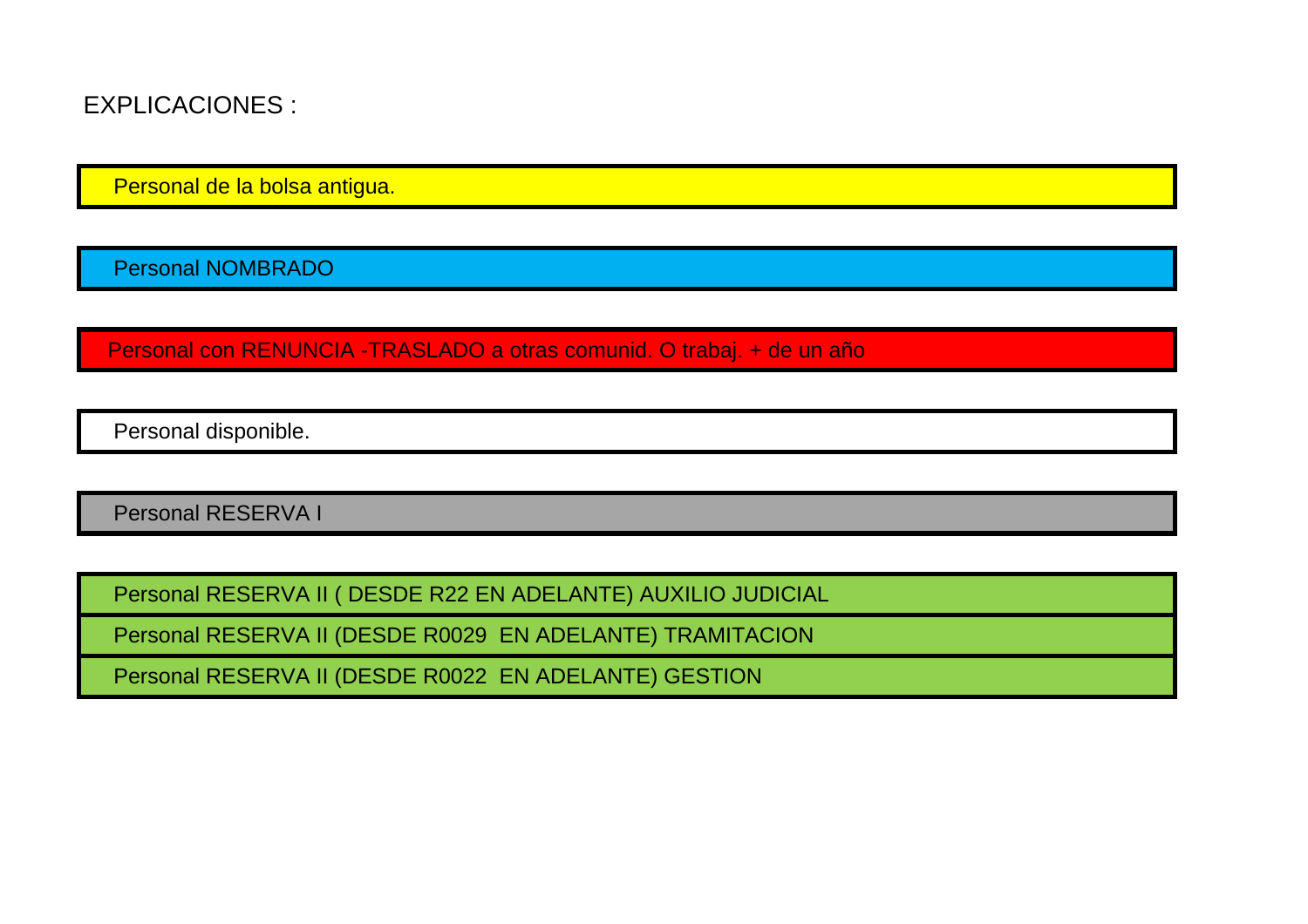EXPLICACIONES :

Personal de la bolsa antigua.

Personal NOMBRADO

Personal con RENUNCIA -TRASLADO a otras comunid. O trabaj. + de un año

Personal disponible.

Personal RESERVA I

Personal RESERVA II ( DESDE R22 EN ADELANTE) AUXILIO JUDICIAL

Personal RESERVA II (DESDE R0029 EN ADELANTE) TRAMITACION

Personal RESERVA II (DESDE R0022 EN ADELANTE) GESTION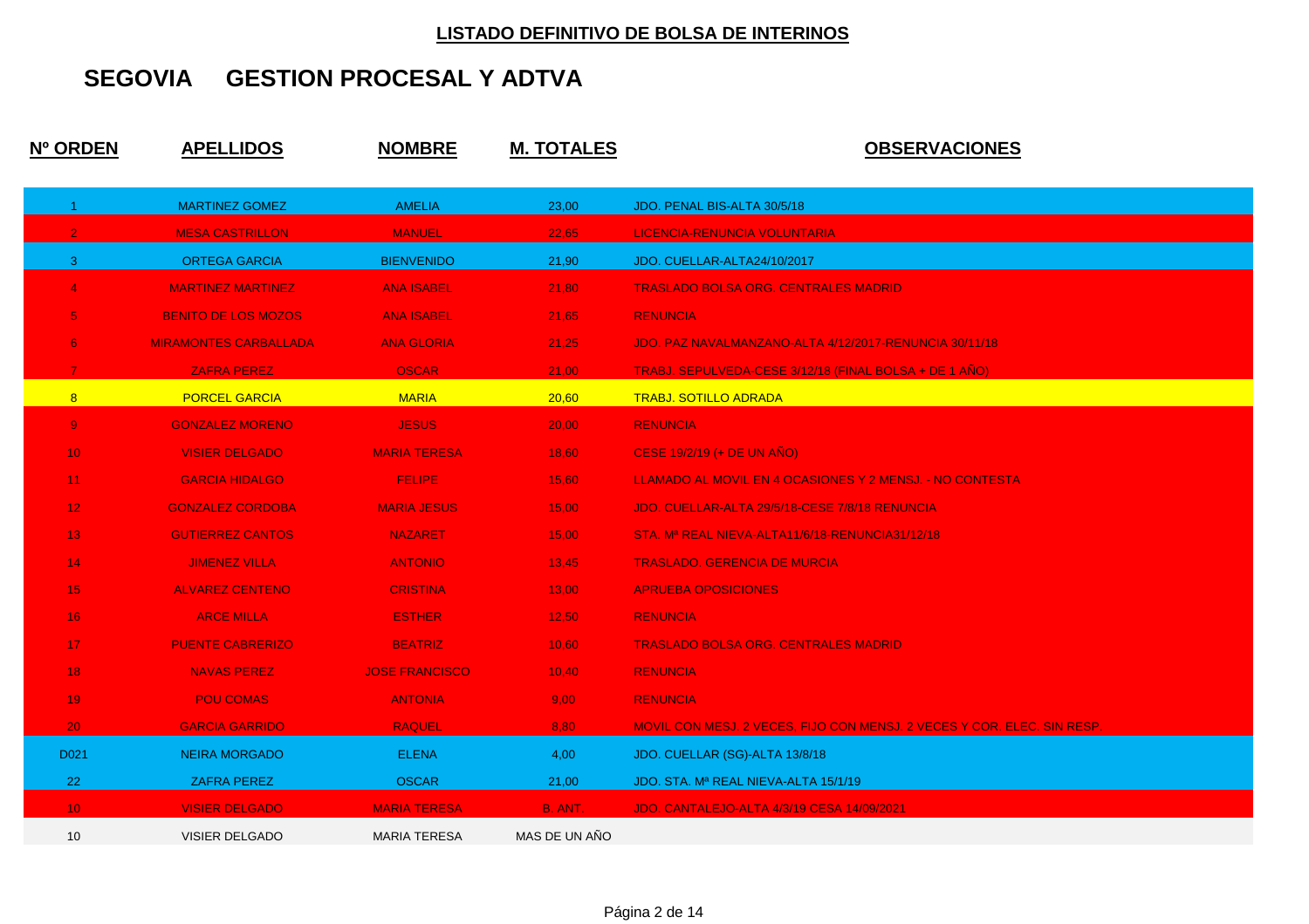**LISTADO DEFINITIVO DE BOLSA DE INTERINOS**

## SEGOVIA GESTION PROCESAL Y ADTVA

| Nº ORDEN | APELLIDOS | NOMBRE | M. TOTALES | OBSERVACIONES |
|---|---|---|---|---|
| 1 | MARTINEZ GOMEZ | AMELIA | 23,00 | JDO. PENAL BIS-ALTA 30/5/18 |
| 2 | MESA CASTRILLON | MANUEL | 22,65 | LICENCIA-RENUNCIA VOLUNTARIA |
| 3 | ORTEGA GARCIA | BIENVENIDO | 21,90 | JDO. CUELLAR-ALTA24/10/2017 |
| 4 | MARTINEZ MARTINEZ | ANA ISABEL | 21,80 | TRASLADO BOLSA ORG. CENTRALES MADRID |
| 5 | BENITO DE LOS MOZOS | ANA ISABEL | 21,65 | RENUNCIA |
| 6 | MIRAMONTES CARBALLADA | ANA GLORIA | 21,25 | JDO. PAZ NAVALMANZANO-ALTA 4/12/2017-RENUNCIA 30/11/18 |
| 7 | ZAFRA PEREZ | OSCAR | 21,00 | TRABJ. SEPULVEDA-CESE 3/12/18 (FINAL BOLSA + DE 1 AÑO) |
| 8 | PORCEL GARCIA | MARIA | 20,60 | TRABJ. SOTILLO ADRADA |
| 9 | GONZALEZ MORENO | JESUS | 20,00 | RENUNCIA |
| 10 | VISIER DELGADO | MARIA TERESA | 18,60 | CESE 19/2/19 (+ DE UN AÑO) |
| 11 | GARCIA HIDALGO | FELIPE | 15,60 | LLAMADO AL MOVIL EN 4 OCASIONES Y 2 MENSJ. - NO CONTESTA |
| 12 | GONZALEZ CORDOBA | MARIA JESUS | 15,00 | JDO. CUELLAR-ALTA 29/5/18-CESE 7/8/18 RENUNCIA |
| 13 | GUTIERREZ CANTOS | NAZARET | 15,00 | STA. Mª REAL NIEVA-ALTA11/6/18-RENUNCIA31/12/18 |
| 14 | JIMENEZ VILLA | ANTONIO | 13,45 | TRASLADO. GERENCIA DE MURCIA |
| 15 | ALVAREZ CENTENO | CRISTINA | 13,00 | APRUEBA OPOSICIONES |
| 16 | ARCE MILLA | ESTHER | 12,50 | RENUNCIA |
| 17 | PUENTE CABRERIZO | BEATRIZ | 10,60 | TRASLADO BOLSA ORG. CENTRALES MADRID |
| 18 | NAVAS PEREZ | JOSE FRANCISCO | 10,40 | RENUNCIA |
| 19 | POU COMAS | ANTONIA | 9,00 | RENUNCIA |
| 20 | GARCIA GARRIDO | RAQUEL | 8,80 | MOVIL CON MESJ. 2 VECES, FIJO CON MENSJ. 2 VECES Y COR. ELEC. SIN RESP. |
| D021 | NEIRA MORGADO | ELENA | 4,00 | JDO. CUELLAR (SG)-ALTA 13/8/18 |
| 22 | ZAFRA PEREZ | OSCAR | 21,00 | JDO. STA. Mª REAL NIEVA-ALTA 15/1/19 |
| 10 | VISIER DELGADO | MARIA TERESA | B. ANT. | JDO. CANTALEJO-ALTA 4/3/19 CESA 14/09/2021 |
| 10 | VISIER DELGADO | MARIA TERESA | MAS DE UN AÑO | |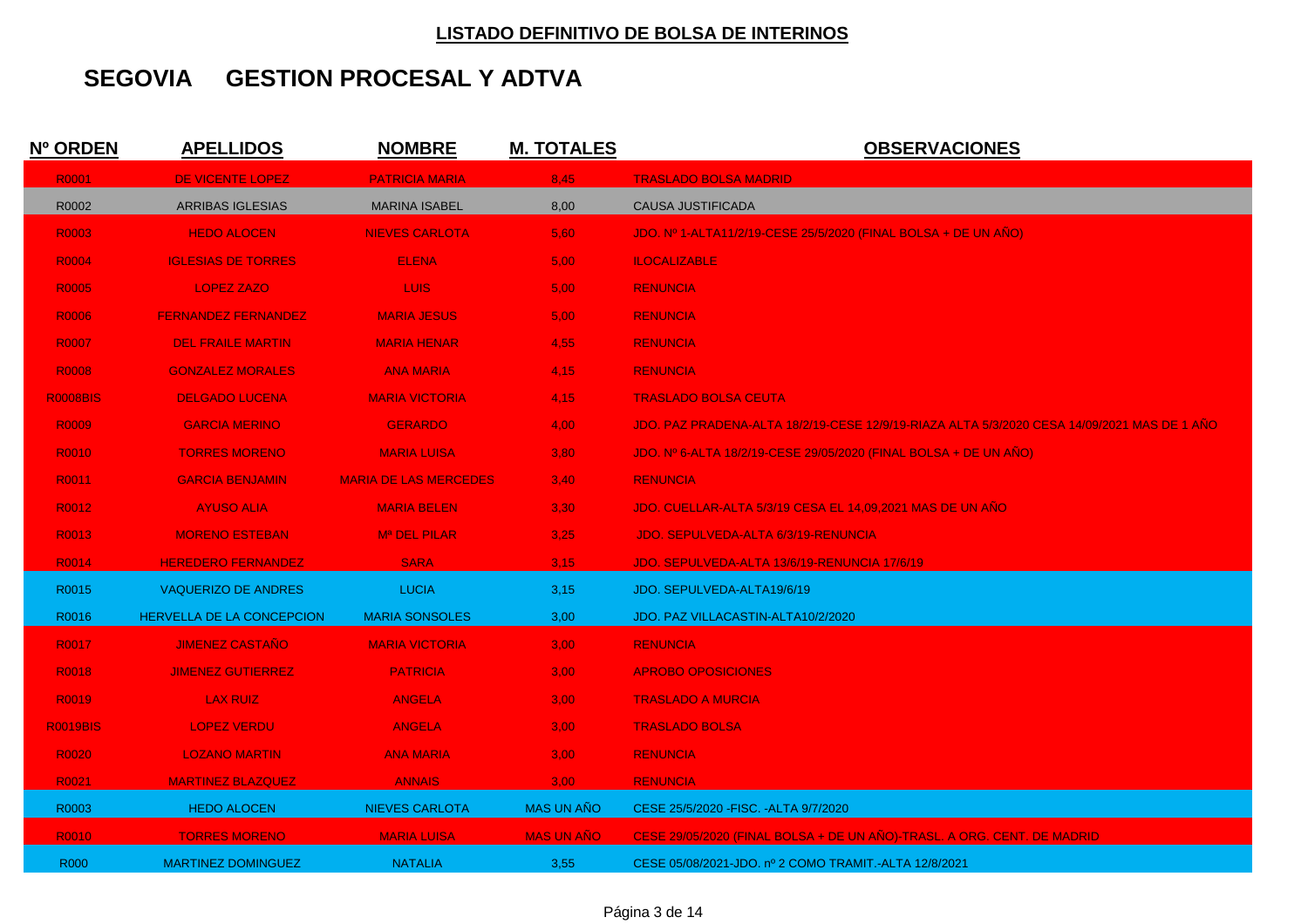## LISTADO DEFINITIVO DE BOLSA DE INTERINOS

# SEGOVIA GESTION PROCESAL Y ADTVA

| Nº ORDEN | APELLIDOS | NOMBRE | M. TOTALES | OBSERVACIONES |
|---|---|---|---|---|
| R0001 | DE VICENTE LOPEZ | PATRICIA MARIA | 8,45 | TRASLADO BOLSA MADRID |
| R0002 | ARRIBAS IGLESIAS | MARINA ISABEL | 8,00 | CAUSA JUSTIFICADA |
| R0003 | HEDO ALOCEN | NIEVES CARLOTA | 5,60 | JDO. Nº 1-ALTA11/2/19-CESE 25/5/2020 (FINAL BOLSA + DE UN AÑO) |
| R0004 | IGLESIAS DE TORRES | ELENA | 5,00 | ILOCALIZABLE |
| R0005 | LOPEZ ZAZO | LUIS | 5,00 | RENUNCIA |
| R0006 | FERNANDEZ FERNANDEZ | MARIA JESUS | 5,00 | RENUNCIA |
| R0007 | DEL FRAILE MARTIN | MARIA HENAR | 4,55 | RENUNCIA |
| R0008 | GONZALEZ MORALES | ANA MARIA | 4,15 | RENUNCIA |
| R0008BIS | DELGADO LUCENA | MARIA VICTORIA | 4,15 | TRASLADO BOLSA CEUTA |
| R0009 | GARCIA MERINO | GERARDO | 4,00 | JDO. PAZ PRADENA-ALTA 18/2/19-CESE 12/9/19-RIAZA ALTA 5/3/2020 CESA 14/09/2021 MAS DE 1 AÑO |
| R0010 | TORRES MORENO | MARIA LUISA | 3,80 | JDO. Nº 6-ALTA 18/2/19-CESE 29/05/2020 (FINAL BOLSA + DE UN AÑO) |
| R0011 | GARCIA BENJAMIN | MARIA DE LAS MERCEDES | 3,40 | RENUNCIA |
| R0012 | AYUSO ALIA | MARIA BELEN | 3,30 | JDO. CUELLAR-ALTA 5/3/19 CESA EL 14,09,2021 MAS DE UN AÑO |
| R0013 | MORENO ESTEBAN | Mª DEL PILAR | 3,25 | JDO. SEPULVEDA-ALTA 6/3/19-RENUNCIA |
| R0014 | HEREDERO FERNANDEZ | SARA | 3,15 | JDO. SEPULVEDA-ALTA 13/6/19-RENUNCIA 17/6/19 |
| R0015 | VAQUERIZO DE ANDRES | LUCIA | 3,15 | JDO. SEPULVEDA-ALTA19/6/19 |
| R0016 | HERVELLA DE LA CONCEPCION | MARIA SONSOLES | 3,00 | JDO. PAZ VILLACASTIN-ALTA10/2/2020 |
| R0017 | JIMENEZ CASTAÑO | MARIA VICTORIA | 3,00 | RENUNCIA |
| R0018 | JIMENEZ GUTIERREZ | PATRICIA | 3,00 | APROBO OPOSICIONES |
| R0019 | LAX RUIZ | ANGELA | 3,00 | TRASLADO A MURCIA |
| R0019BIS | LOPEZ VERDU | ANGELA | 3,00 | TRASLADO BOLSA |
| R0020 | LOZANO MARTIN | ANA MARIA | 3,00 | RENUNCIA |
| R0021 | MARTINEZ BLAZQUEZ | ANNAIS | 3,00 | RENUNCIA |
| R0003 | HEDO ALOCEN | NIEVES CARLOTA | MAS UN AÑO | CESE 25/5/2020 -FISC. -ALTA 9/7/2020 |
| R0010 | TORRES MORENO | MARIA LUISA | MAS UN AÑO | CESE 29/05/2020 (FINAL BOLSA + DE UN AÑO)-TRASL. A ORG. CENT. DE MADRID |
| R000 | MARTINEZ DOMINGUEZ | NATALIA | 3,55 | CESE 05/08/2021-JDO. nº 2 COMO TRAMIT.-ALTA 12/8/2021 |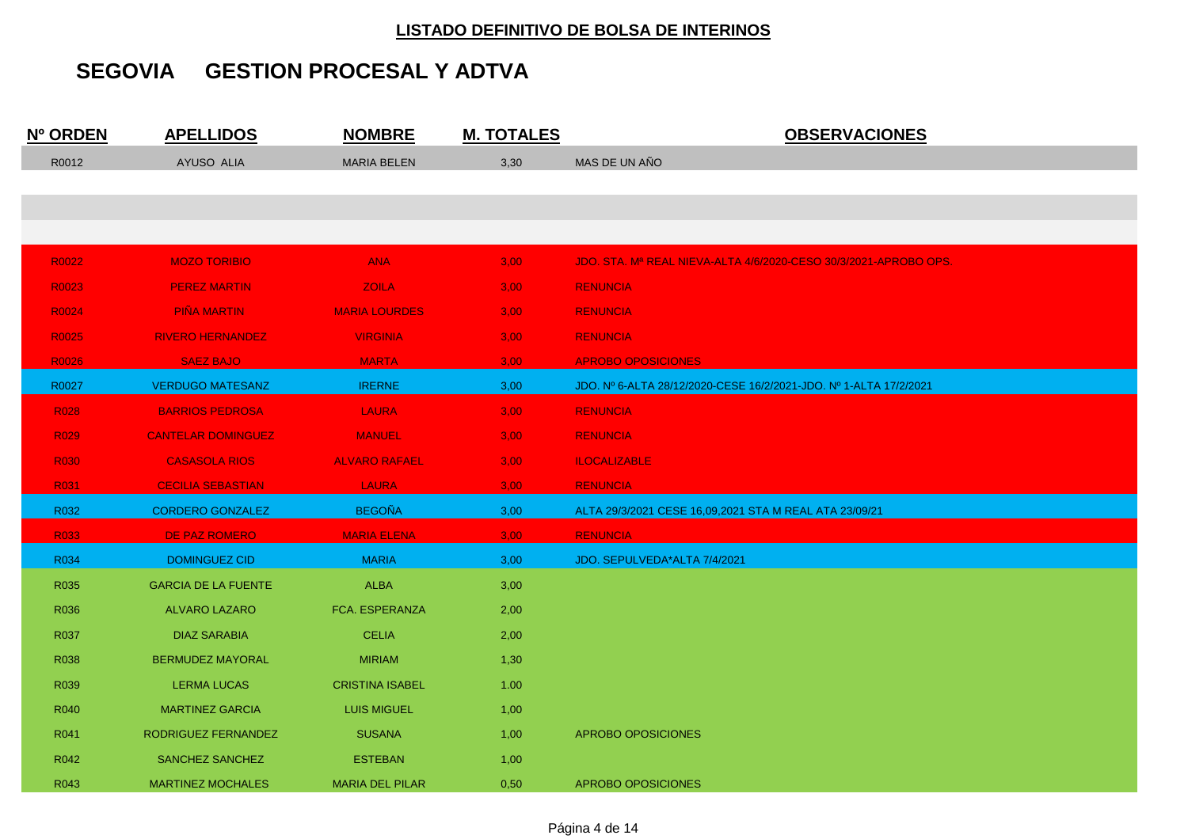**LISTADO DEFINITIVO DE BOLSA DE INTERINOS**

## SEGOVIA GESTION PROCESAL Y ADTVA

| Nº ORDEN | APELLIDOS | NOMBRE | M. TOTALES | OBSERVACIONES |
|---|---|---|---|---|
| R0012 | AYUSO ALIA | MARIA BELEN | 3,30 | MAS DE UN AÑO |
| | | | | |
| | | | | |
| | | | | |
| R0022 | MOZO TORIBIO | ANA | 3,00 | JDO. STA. Mª REAL NIEVA-ALTA 4/6/2020-CESO 30/3/2021-APROBO OPS. |
| R0023 | PEREZ MARTIN | ZOILA | 3,00 | RENUNCIA |
| R0024 | PIÑA MARTIN | MARIA LOURDES | 3,00 | RENUNCIA |
| R0025 | RIVERO HERNANDEZ | VIRGINIA | 3,00 | RENUNCIA |
| R0026 | SAEZ BAJO | MARTA | 3,00 | APROBO OPOSICIONES |
| R0027 | VERDUGO MATESANZ | IRERNE | 3,00 | JDO. Nº 6-ALTA 28/12/2020-CESE 16/2/2021-JDO. Nº 1-ALTA 17/2/2021 |
| R028 | BARRIOS PEDROSA | LAURA | 3,00 | RENUNCIA |
| R029 | CANTELAR DOMINGUEZ | MANUEL | 3,00 | RENUNCIA |
| R030 | CASASOLA RIOS | ALVARO RAFAEL | 3,00 | ILOCALIZABLE |
| R031 | CECILIA SEBASTIAN | LAURA | 3,00 | RENUNCIA |
| R032 | CORDERO GONZALEZ | BEGOÑA | 3,00 | ALTA 29/3/2021 CESE 16,09,2021 STA M REAL ATA 23/09/21 |
| R033 | DE PAZ ROMERO | MARIA ELENA | 3,00 | RENUNCIA |
| R034 | DOMINGUEZ CID | MARIA | 3,00 | JDO. SEPULVEDA*ALTA 7/4/2021 |
| R035 | GARCIA DE LA FUENTE | ALBA | 3,00 | |
| R036 | ALVARO LAZARO | FCA. ESPERANZA | 2,00 | |
| R037 | DIAZ SARABIA | CELIA | 2,00 | |
| R038 | BERMUDEZ MAYORAL | MIRIAM | 1,30 | |
| R039 | LERMA LUCAS | CRISTINA ISABEL | 1.00 | |
| R040 | MARTINEZ GARCIA | LUIS MIGUEL | 1,00 | |
| R041 | RODRIGUEZ FERNANDEZ | SUSANA | 1,00 | APROBO OPOSICIONES |
| R042 | SANCHEZ SANCHEZ | ESTEBAN | 1,00 | |
| R043 | MARTINEZ MOCHALES | MARIA DEL PILAR | 0,50 | APROBO OPOSICIONES |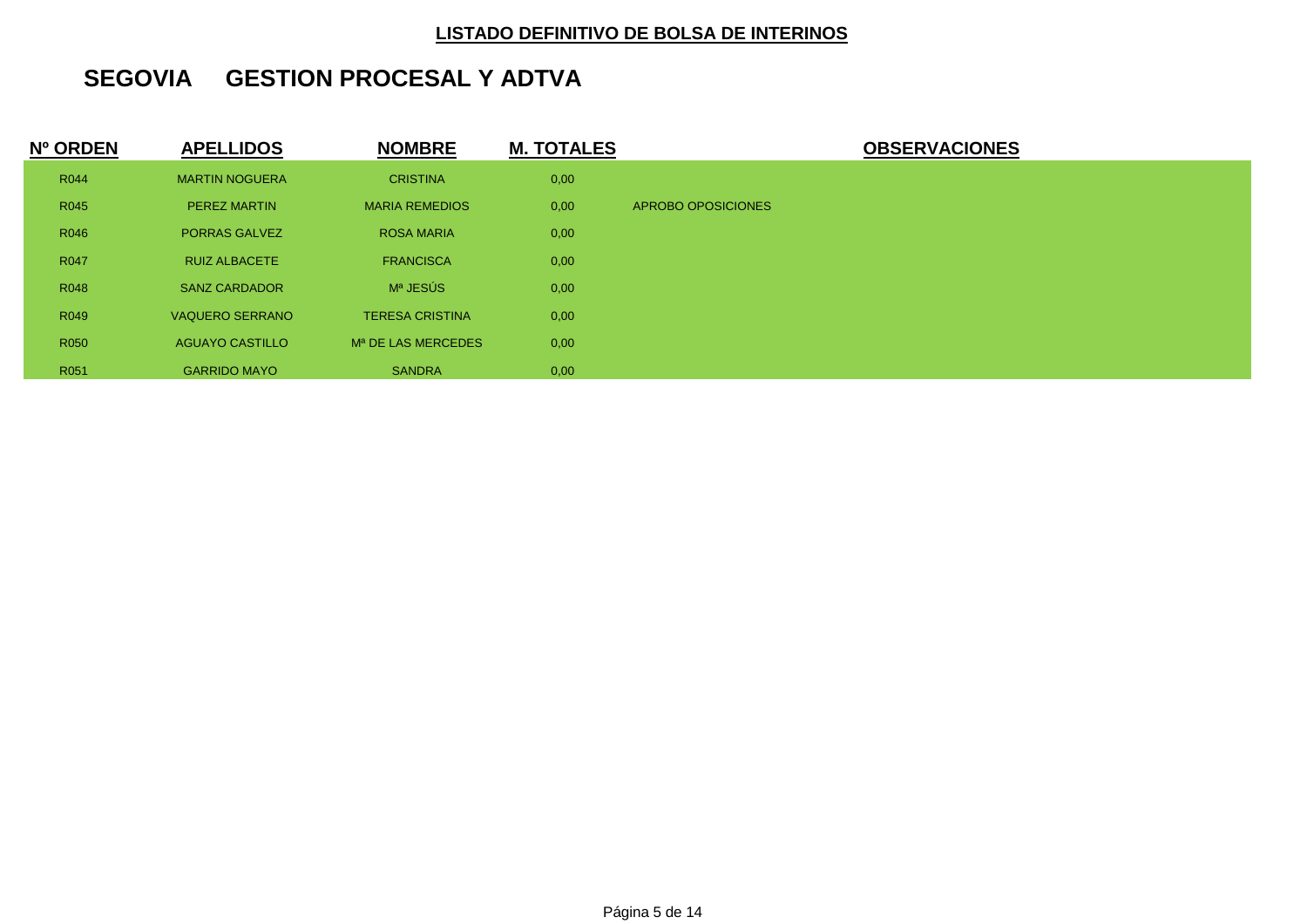## LISTADO DEFINITIVO DE BOLSA DE INTERINOS

# SEGOVIA GESTION PROCESAL Y ADTVA

| Nº ORDEN | APELLIDOS | NOMBRE | M. TOTALES | OBSERVACIONES |
|---|---|---|---|---|
| R044 | MARTIN NOGUERA | CRISTINA | 0,00 | |
| R045 | PEREZ MARTIN | MARIA REMEDIOS | 0,00 | APROBO OPOSICIONES |
| R046 | PORRAS GALVEZ | ROSA MARIA | 0,00 | |
| R047 | RUIZ ALBACETE | FRANCISCA | 0,00 | |
| R048 | SANZ CARDADOR | Mª JESÚS | 0,00 | |
| R049 | VAQUERO SERRANO | TERESA CRISTINA | 0,00 | |
| R050 | AGUAYO CASTILLO | Mª DE LAS MERCEDES | 0,00 | |
| R051 | GARRIDO MAYO | SANDRA | 0,00 | |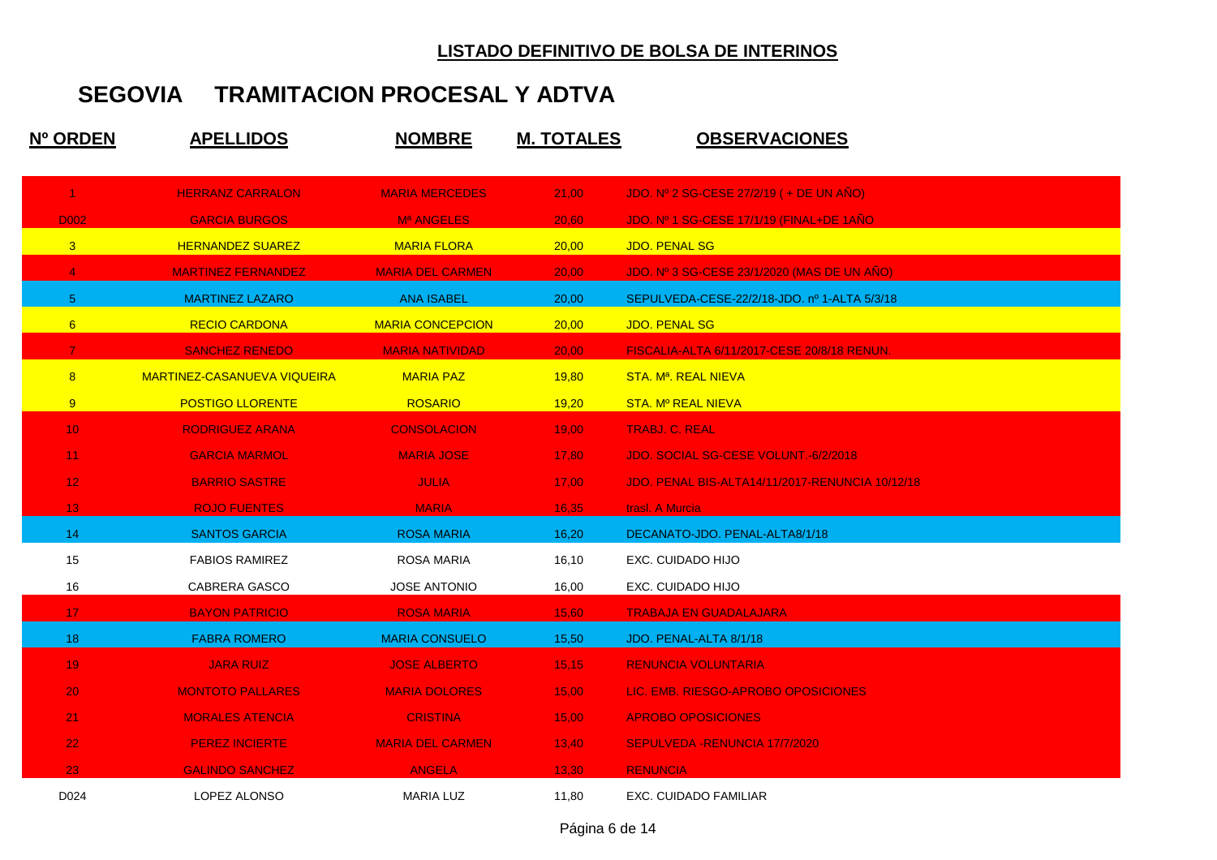## LISTADO DEFINITIVO DE BOLSA DE INTERINOS

# SEGOVIA TRAMITACION PROCESAL Y ADTVA

| Nº ORDEN | APELLIDOS | NOMBRE | M. TOTALES | OBSERVACIONES |
|---|---|---|---|---|
| 1 | HERRANZ CARRALON | MARIA MERCEDES | 21,00 | JDO. Nº 2 SG-CESE 27/2/19 ( + DE UN AÑO) |
| D002 | GARCIA BURGOS | Mª ANGELES | 20,60 | JDO. Nº 1 SG-CESE 17/1/19 (FINAL+DE 1AÑO |
| 3 | HERNANDEZ SUAREZ | MARIA FLORA | 20,00 | JDO. PENAL SG |
| 4 | MARTINEZ FERNANDEZ | MARIA DEL CARMEN | 20,00 | JDO. Nº 3 SG-CESE 23/1/2020 (MAS DE UN AÑO) |
| 5 | MARTINEZ LAZARO | ANA ISABEL | 20,00 | SEPULVEDA-CESE-22/2/18-JDO. nº 1-ALTA 5/3/18 |
| 6 | RECIO CARDONA | MARIA CONCEPCION | 20,00 | JDO. PENAL SG |
| 7 | SANCHEZ RENEDO | MARIA NATIVIDAD | 20,00 | FISCALIA-ALTA 6/11/2017-CESE 20/8/18 RENUN. |
| 8 | MARTINEZ-CASANUEVA VIQUEIRA | MARIA PAZ | 19,80 | STA. Mª. REAL NIEVA |
| 9 | POSTIGO LLORENTE | ROSARIO | 19,20 | STA. Mº REAL NIEVA |
| 10 | RODRIGUEZ ARANA | CONSOLACION | 19,00 | TRABJ. C. REAL |
| 11 | GARCIA MARMOL | MARIA JOSE | 17,80 | JDO. SOCIAL SG-CESE VOLUNT.-6/2/2018 |
| 12 | BARRIO SASTRE | JULIA | 17,00 | JDO. PENAL BIS-ALTA14/11/2017-RENUNCIA 10/12/18 |
| 13 | ROJO FUENTES | MARIA | 16,35 | trasl. A Murcia |
| 14 | SANTOS GARCIA | ROSA MARIA | 16,20 | DECANATO-JDO. PENAL-ALTA8/1/18 |
| 15 | FABIOS RAMIREZ | ROSA MARIA | 16,10 | EXC. CUIDADO HIJO |
| 16 | CABRERA GASCO | JOSE ANTONIO | 16,00 | EXC. CUIDADO HIJO |
| 17 | BAYON PATRICIO | ROSA MARIA | 15,60 | TRABAJA EN GUADALAJARA |
| 18 | FABRA ROMERO | MARIA CONSUELO | 15,50 | JDO. PENAL-ALTA 8/1/18 |
| 19 | JARA RUIZ | JOSE ALBERTO | 15,15 | RENUNCIA VOLUNTARIA |
| 20 | MONTOTO PALLARES | MARIA DOLORES | 15,00 | LIC. EMB. RIESGO-APROBO OPOSICIONES |
| 21 | MORALES ATENCIA | CRISTINA | 15,00 | APROBO OPOSICIONES |
| 22 | PEREZ INCIERTE | MARIA DEL CARMEN | 13,40 | SEPULVEDA -RENUNCIA 17/7/2020 |
| 23 | GALINDO SANCHEZ | ANGELA | 13,30 | RENUNCIA |
| D024 | LOPEZ ALONSO | MARIA LUZ | 11,80 | EXC. CUIDADO FAMILIAR |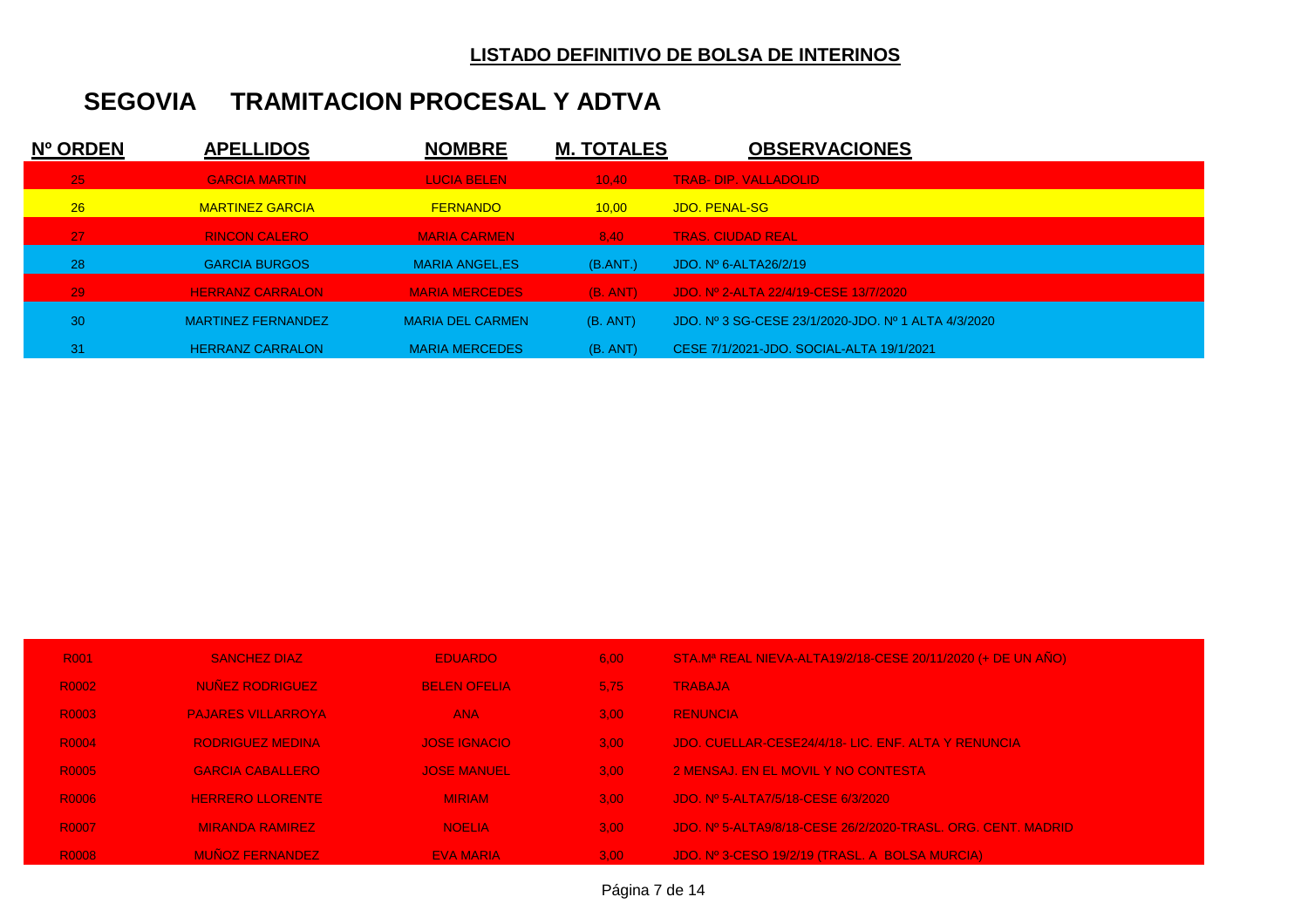**LISTADO DEFINITIVO DE BOLSA DE INTERINOS**

# SEGOVIA TRAMITACION PROCESAL Y ADTVA

| Nº ORDEN | APELLIDOS | NOMBRE | M. TOTALES | OBSERVACIONES |
|---|---|---|---|---|
| 25 | GARCIA MARTIN | LUCIA BELEN | 10,40 | TRAB- DIP. VALLADOLID |
| 26 | MARTINEZ GARCIA | FERNANDO | 10,00 | JDO. PENAL-SG |
| 27 | RINCON CALERO | MARIA CARMEN | 8,40 | TRAS. CIUDAD REAL |
| 28 | GARCIA BURGOS | MARIA ANGEL,ES | (B.ANT.) | JDO. Nº 6-ALTA26/2/19 |
| 29 | HERRANZ CARRALON | MARIA MERCEDES | (B. ANT) | JDO. Nº 2-ALTA 22/4/19-CESE 13/7/2020 |
| 30 | MARTINEZ FERNANDEZ | MARIA DEL CARMEN | (B. ANT) | JDO. Nº 3 SG-CESE 23/1/2020-JDO. Nº 1 ALTA 4/3/2020 |
| 31 | HERRANZ CARRALON | MARIA MERCEDES | (B. ANT) | CESE 7/1/2021-JDO. SOCIAL-ALTA 19/1/2021 |

| Nº ORDEN | APELLIDOS | NOMBRE | M. TOTALES | OBSERVACIONES |
|---|---|---|---|---|
| R001 | SANCHEZ DIAZ | EDUARDO | 6,00 | STA.Mª REAL NIEVA-ALTA19/2/18-CESE 20/11/2020 (+ DE UN AÑO) |
| R0002 | NUÑEZ RODRIGUEZ | BELEN OFELIA | 5,75 | TRABAJA |
| R0003 | PAJARES VILLARROYA | ANA | 3,00 | RENUNCIA |
| R0004 | RODRIGUEZ MEDINA | JOSE IGNACIO | 3,00 | JDO. CUELLAR-CESE24/4/18- LIC. ENF. ALTA Y RENUNCIA |
| R0005 | GARCIA CABALLERO | JOSE MANUEL | 3,00 | 2 MENSAJ. EN EL MOVIL Y NO CONTESTA |
| R0006 | HERRERO LLORENTE | MIRIAM | 3,00 | JDO. Nº 5-ALTA7/5/18-CESE 6/3/2020 |
| R0007 | MIRANDA RAMIREZ | NOELIA | 3,00 | JDO. Nº 5-ALTA9/8/18-CESE 26/2/2020-TRASL. ORG. CENT. MADRID |
| R0008 | MUÑOZ FERNANDEZ | EVA MARIA | 3,00 | JDO. Nº 3-CESO 19/2/19 (TRASL. A BOLSA MURCIA) |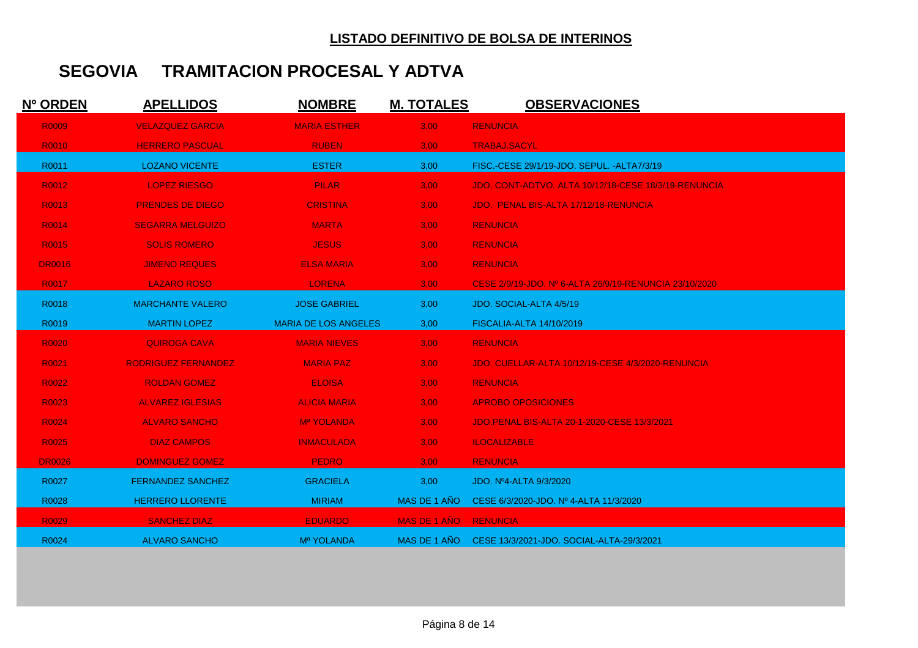## LISTADO DEFINITIVO DE BOLSA DE INTERINOS

# SEGOVIA TRAMITACION PROCESAL Y ADTVA

| Nº ORDEN | APELLIDOS | NOMBRE | M. TOTALES | OBSERVACIONES |
|---|---|---|---|---|
| R0009 | VELAZQUEZ GARCIA | MARIA ESTHER | 3,00 | RENUNCIA |
| R0010 | HERRERO PASCUAL | RUBEN | 3,00 | TRABAJ.SACYL |
| R0011 | LOZANO VICENTE | ESTER | 3,00 | FISC.-CESE 29/1/19-JDO. SEPUL. -ALTA7/3/19 |
| R0012 | LOPEZ RIESGO | PILAR | 3,00 | JDO. CONT-ADTVO. ALTA 10/12/18-CESE 18/3/19-RENUNCIA |
| R0013 | PRENDES DE DIEGO | CRISTINA | 3,00 | JDO. PENAL BIS-ALTA 17/12/18-RENUNCIA |
| R0014 | SEGARRA MELGUIZO | MARTA | 3,00 | RENUNCIA |
| R0015 | SOLIS ROMERO | JESUS | 3,00 | RENUNCIA |
| DR0016 | JIMENO REQUES | ELSA MARIA | 3,00 | RENUNCIA |
| R0017 | LAZARO ROSO | LORENA | 3,00 | CESE 2/9/19-JDO. Nº 6-ALTA 26/9/19-RENUNCIA 23/10/2020 |
| R0018 | MARCHANTE VALERO | JOSE GABRIEL | 3,00 | JDO. SOCIAL-ALTA 4/5/19 |
| R0019 | MARTIN LOPEZ | MARIA DE LOS ANGELES | 3,00 | FISCALIA-ALTA 14/10/2019 |
| R0020 | QUIROGA CAVA | MARIA NIEVES | 3,00 | RENUNCIA |
| R0021 | RODRIGUEZ FERNANDEZ | MARIA PAZ | 3,00 | JDO. CUELLAR-ALTA 10/12/19-CESE 4/3/2020-RENUNCIA |
| R0022 | ROLDAN GOMEZ | ELOISA | 3,00 | RENUNCIA |
| R0023 | ALVAREZ IGLESIAS | ALICIA MARIA | 3,00 | APROBO OPOSICIONES |
| R0024 | ALVARO SANCHO | Mª YOLANDA | 3,00 | JDO.PENAL BIS-ALTA 20-1-2020-CESE 13/3/2021 |
| R0025 | DIAZ CAMPOS | INMACULADA | 3,00 | ILOCALIZABLE |
| DR0026 | DOMINGUEZ GOMEZ | PEDRO | 3,00 | RENUNCIA |
| R0027 | FERNANDEZ SANCHEZ | GRACIELA | 3,00 | JDO. Nº4-ALTA 9/3/2020 |
| R0028 | HERRERO LLORENTE | MIRIAM | MAS DE 1 AÑO | CESE 6/3/2020-JDO. Nº 4-ALTA 11/3/2020 |
| R0029 | SANCHEZ DIAZ | EDUARDO | MAS DE 1 AÑO | RENUNCIA |
| R0024 | ALVARO SANCHO | Mª YOLANDA | MAS DE 1 AÑO | CESE 13/3/2021-JDO. SOCIAL-ALTA-29/3/2021 |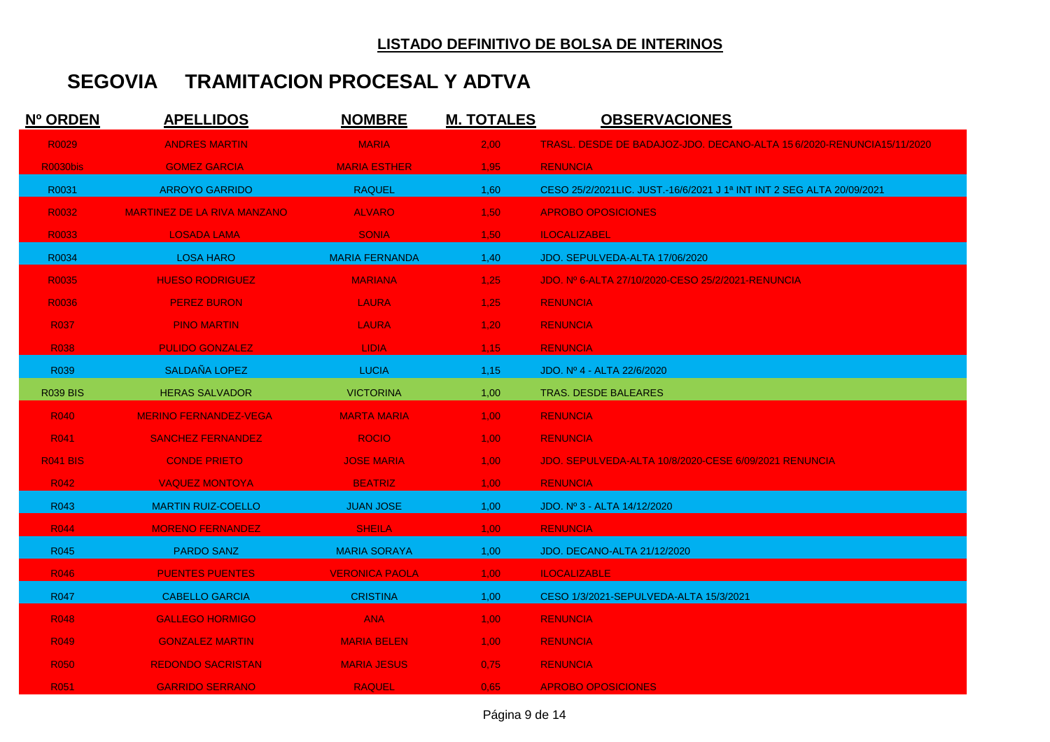## LISTADO DEFINITIVO DE BOLSA DE INTERINOS

# SEGOVIA TRAMITACION PROCESAL Y ADTVA

| Nº ORDEN | APELLIDOS | NOMBRE | M. TOTALES | OBSERVACIONES |
|---|---|---|---|---|
| R0029 | ANDRES MARTIN | MARIA | 2,00 | TRASL. DESDE DE BADAJOZ-JDO. DECANO-ALTA 15 6/2020-RENUNCIA15/11/2020 |
| R0030bis | GOMEZ GARCIA | MARIA ESTHER | 1,95 | RENUNCIA |
| R0031 | ARROYO GARRIDO | RAQUEL | 1,60 | CESO 25/2/2021LIC. JUST.-16/6/2021 J 1ª INT INT 2 SEG ALTA 20/09/2021 |
| R0032 | MARTINEZ DE LA RIVA MANZANO | ALVARO | 1,50 | APROBO OPOSICIONES |
| R0033 | LOSADA LAMA | SONIA | 1,50 | ILOCALIZABEL |
| R0034 | LOSA HARO | MARIA FERNANDA | 1,40 | JDO. SEPULVEDA-ALTA 17/06/2020 |
| R0035 | HUESO RODRIGUEZ | MARIANA | 1,25 | JDO. Nº 6-ALTA 27/10/2020-CESO 25/2/2021-RENUNCIA |
| R0036 | PEREZ BURON | LAURA | 1,25 | RENUNCIA |
| R037 | PINO MARTIN | LAURA | 1,20 | RENUNCIA |
| R038 | PULIDO GONZALEZ | LIDIA | 1,15 | RENUNCIA |
| R039 | SALDAÑA LOPEZ | LUCIA | 1,15 | JDO. Nº 4 - ALTA 22/6/2020 |
| R039 BIS | HERAS SALVADOR | VICTORINA | 1,00 | TRAS. DESDE BALEARES |
| R040 | MERINO FERNANDEZ-VEGA | MARTA MARIA | 1,00 | RENUNCIA |
| R041 | SANCHEZ FERNANDEZ | ROCIO | 1,00 | RENUNCIA |
| R041 BIS | CONDE PRIETO | JOSE MARIA | 1,00 | JDO. SEPULVEDA-ALTA 10/8/2020-CESE 6/09/2021 RENUNCIA |
| R042 | VAQUEZ MONTOYA | BEATRIZ | 1,00 | RENUNCIA |
| R043 | MARTIN RUIZ-COELLO | JUAN JOSE | 1,00 | JDO. Nº 3 - ALTA 14/12/2020 |
| R044 | MORENO FERNANDEZ | SHEILA | 1,00 | RENUNCIA |
| R045 | PARDO SANZ | MARIA SORAYA | 1,00 | JDO. DECANO-ALTA 21/12/2020 |
| R046 | PUENTES PUENTES | VERONICA PAOLA | 1,00 | ILOCALIZABLE |
| R047 | CABELLO GARCIA | CRISTINA | 1,00 | CESO 1/3/2021-SEPULVEDA-ALTA 15/3/2021 |
| R048 | GALLEGO HORMIGO | ANA | 1,00 | RENUNCIA |
| R049 | GONZALEZ MARTIN | MARIA BELEN | 1,00 | RENUNCIA |
| R050 | REDONDO SACRISTAN | MARIA JESUS | 0,75 | RENUNCIA |
| R051 | GARRIDO SERRANO | RAQUEL | 0,65 | APROBO OPOSICIONES |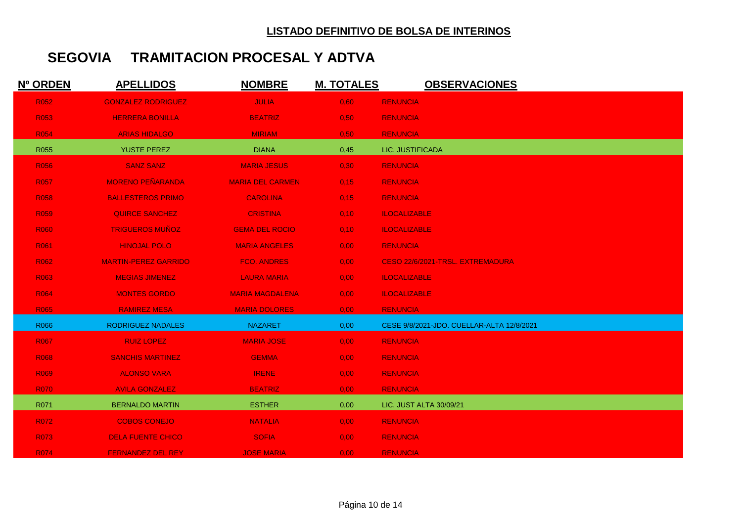**LISTADO DEFINITIVO DE BOLSA DE INTERINOS**

## SEGOVIA TRAMITACION PROCESAL Y ADTVA

| Nº ORDEN | APELLIDOS | NOMBRE | M. TOTALES | OBSERVACIONES |
|---|---|---|---|---|
| R052 | GONZALEZ RODRIGUEZ | JULIA | 0,60 | RENUNCIA |
| R053 | HERRERA BONILLA | BEATRIZ | 0,50 | RENUNCIA |
| R054 | ARIAS HIDALGO | MIRIAM | 0,50 | RENUNCIA |
| R055 | YUSTE PEREZ | DIANA | 0,45 | LIC. JUSTIFICADA |
| R056 | SANZ SANZ | MARIA JESUS | 0,30 | RENUNCIA |
| R057 | MORENO PEÑARANDA | MARIA DEL CARMEN | 0,15 | RENUNCIA |
| R058 | BALLESTEROS PRIMO | CAROLINA | 0,15 | RENUNCIA |
| R059 | QUIRCE SANCHEZ | CRISTINA | 0,10 | ILOCALIZABLE |
| R060 | TRIGUEROS MUÑOZ | GEMA DEL ROCIO | 0,10 | ILOCALIZABLE |
| R061 | HINOJAL POLO | MARIA ANGELES | 0,00 | RENUNCIA |
| R062 | MARTIN-PEREZ GARRIDO | FCO. ANDRES | 0,00 | CESO 22/6/2021-TRSL. EXTREMADURA |
| R063 | MEGIAS JIMENEZ | LAURA MARIA | 0,00 | ILOCALIZABLE |
| R064 | MONTES GORDO | MARIA MAGDALENA | 0,00 | ILOCALIZABLE |
| R065 | RAMIREZ MESA | MARIA DOLORES | 0,00 | RENUNCIA |
| R066 | RODRIGUEZ NADALES | NAZARET | 0,00 | CESE 9/8/2021-JDO. CUELLAR-ALTA 12/8/2021 |
| R067 | RUIZ LOPEZ | MARIA JOSE | 0,00 | RENUNCIA |
| R068 | SANCHIS MARTINEZ | GEMMA | 0,00 | RENUNCIA |
| R069 | ALONSO VARA | IRENE | 0,00 | RENUNCIA |
| R070 | AVILA GONZALEZ | BEATRIZ | 0,00 | RENUNCIA |
| R071 | BERNALDO MARTIN | ESTHER | 0,00 | LIC. JUST ALTA 30/09/21 |
| R072 | COBOS CONEJO | NATALIA | 0,00 | RENUNCIA |
| R073 | DELA FUENTE CHICO | SOFIA | 0,00 | RENUNCIA |
| R074 | FERNANDEZ DEL REY | JOSE MARIA | 0,00 | RENUNCIA |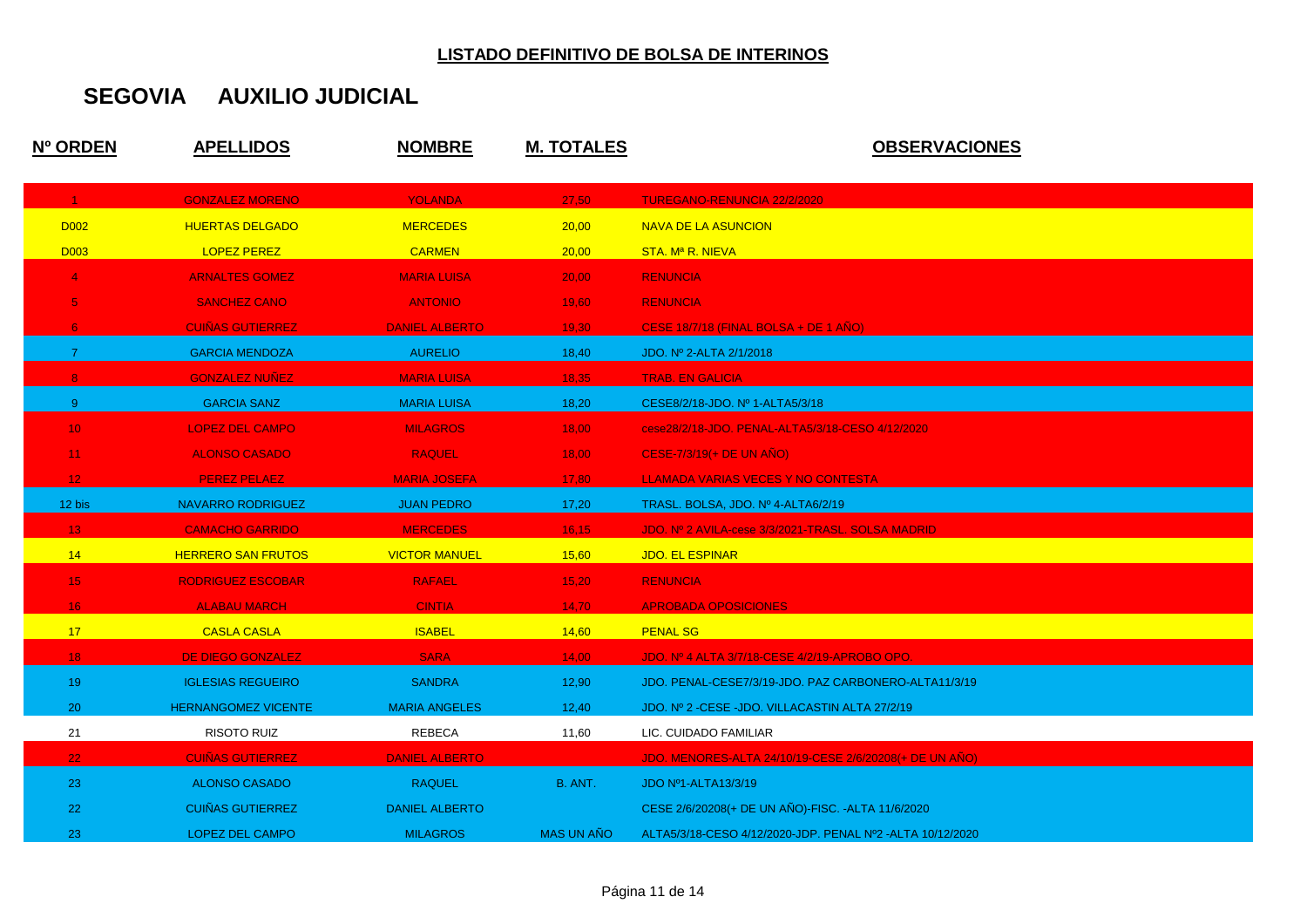**LISTADO DEFINITIVO DE BOLSA DE INTERINOS**

## SEGOVIA AUXILIO JUDICIAL

| Nº ORDEN | APELLIDOS | NOMBRE | M. TOTALES | OBSERVACIONES |
|---|---|---|---|---|
| 1 | GONZALEZ MORENO | YOLANDA | 27,50 | TUREGANO-RENUNCIA 22/2/2020 |
| D002 | HUERTAS DELGADO | MERCEDES | 20,00 | NAVA DE LA ASUNCION |
| D003 | LOPEZ PEREZ | CARMEN | 20,00 | STA. Mª R. NIEVA |
| 4 | ARNALTES GOMEZ | MARIA LUISA | 20,00 | RENUNCIA |
| 5 | SANCHEZ CANO | ANTONIO | 19,60 | RENUNCIA |
| 6 | CUIÑAS GUTIERREZ | DANIEL ALBERTO | 19,30 | CESE 18/7/18 (FINAL BOLSA + DE 1 AÑO) |
| 7 | GARCIA MENDOZA | AURELIO | 18,40 | JDO. Nº 2-ALTA 2/1/2018 |
| 8 | GONZALEZ NUÑEZ | MARIA LUISA | 18,35 | TRAB. EN GALICIA |
| 9 | GARCIA SANZ | MARIA LUISA | 18,20 | CESE8/2/18-JDO. Nº 1-ALTA5/3/18 |
| 10 | LOPEZ DEL CAMPO | MILAGROS | 18,00 | cese28/2/18-JDO. PENAL-ALTA5/3/18-CESO 4/12/2020 |
| 11 | ALONSO CASADO | RAQUEL | 18,00 | CESE 7/3/19(+ DE UN AÑO) |
| 12 | PEREZ PELAEZ | MARIA JOSEFA | 17,80 | LLAMADA VARIAS VECES Y NO CONTESTA |
| 12 bis | NAVARRO RODRIGUEZ | JUAN PEDRO | 17,20 | TRASL. BOLSA, JDO. Nº 4-ALTA6/2/19 |
| 13 | CAMACHO GARRIDO | MERCEDES | 16,15 | JDO. Nº 2 AVILA-cese 3/3/2021-TRASL. BOLSA MADRID |
| 14 | HERRERO SAN FRUTOS | VICTOR MANUEL | 15,60 | JDO. EL ESPINAR |
| 15 | RODRIGUEZ ESCOBAR | RAFAEL | 15,20 | RENUNCIA |
| 16 | ALABAU MARCH | CINTIA | 14,70 | APROBADA OPOSICIONES |
| 17 | CASLA CASLA | ISABEL | 14,60 | PENAL SG |
| 18 | DE DIEGO GONZALEZ | SARA | 14,00 | JDO. Nº 4 ALTA 3/7/18-CESE 4/2/19-APROBO OPO. |
| 19 | IGLESIAS REGUEIRO | SANDRA | 12,90 | JDO. PENAL-CESE7/3/19-JDO. PAZ CARBONERO-ALTA11/3/19 |
| 20 | HERNANGOMEZ VICENTE | MARIA ANGELES | 12,40 | JDO. Nº 2 -CESE -JDO. VILLACASTIN ALTA 27/2/19 |
| 21 | RISOTO RUIZ | REBECA | 11,60 | LIC. CUIDADO FAMILIAR |
| 22 | CUIÑAS GUTIERREZ | DANIEL ALBERTO | | JDO. MENORES-ALTA 24/10/19-CESE 2/6/20208(+ DE UN AÑO) |
| 23 | ALONSO CASADO | RAQUEL | B. ANT. | JDO Nº1-ALTA13/3/19 |
| 22 | CUIÑAS GUTIERREZ | DANIEL ALBERTO | | CESE 2/6/20208(+ DE UN AÑO)-FISC. -ALTA 11/6/2020 |
| 23 | LOPEZ DEL CAMPO | MILAGROS | MAS UN AÑO | ALTA5/3/18-CESO 4/12/2020-JDP. PENAL Nº2 -ALTA 10/12/2020 |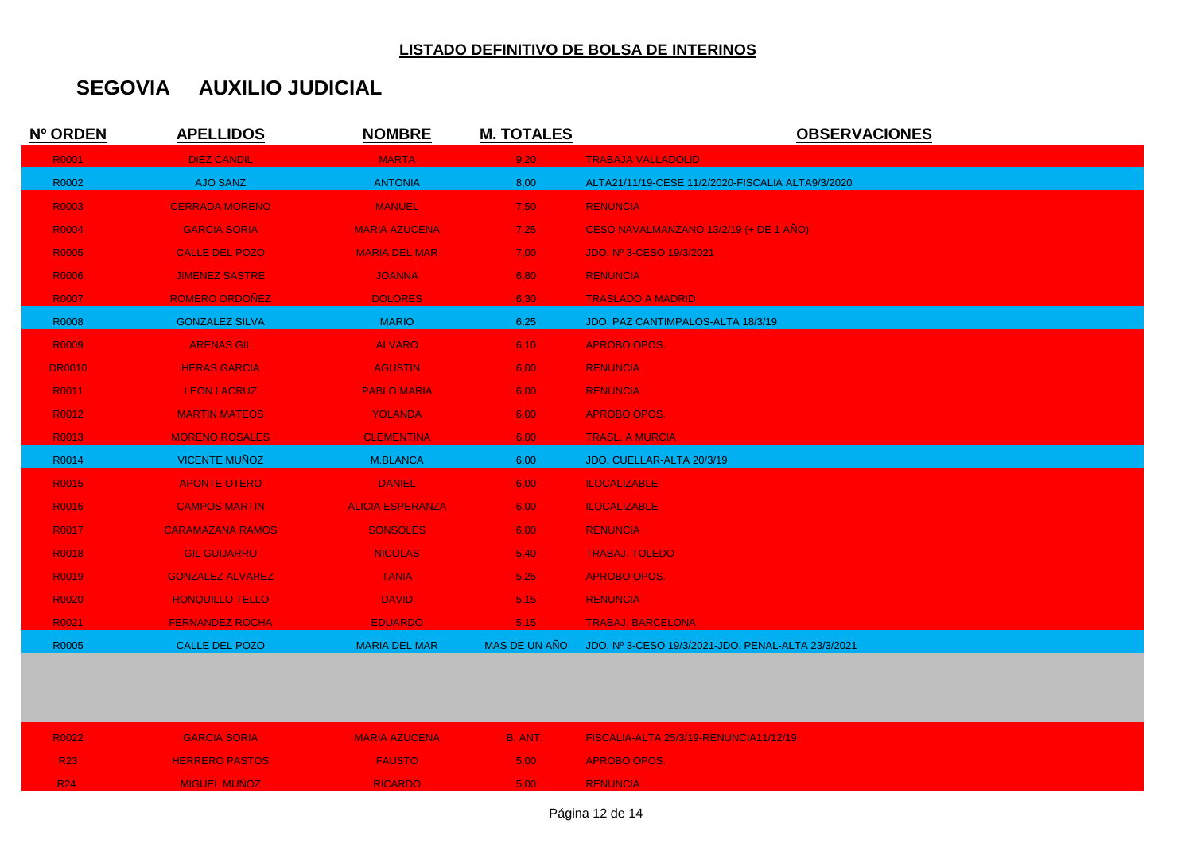## LISTADO DEFINITIVO DE BOLSA DE INTERINOS

# SEGOVIA AUXILIO JUDICIAL

| Nº ORDEN | APELLIDOS | NOMBRE | M. TOTALES | OBSERVACIONES |
|---|---|---|---|---|
| R0001 | DIEZ CANDIL | MARTA | 9,20 | TRABAJA VALLADOLID |
| R0002 | AJO SANZ | ANTONIA | 8,00 | ALTA21/11/19-CESE 11/2/2020-FISCALIA ALTA9/3/2020 |
| R0003 | CERRADA MORENO | MANUEL | 7,50 | RENUNCIA |
| R0004 | GARCIA SORIA | MARIA AZUCENA | 7,25 | CESO NAVALMANZANO 13/2/19 (+ DE 1 AÑO) |
| R0005 | CALLE DEL POZO | MARIA DEL MAR | 7,00 | JDO. Nº 3-CESO 19/3/2021 |
| R0006 | JIMENEZ SASTRE | JOANNA | 6,80 | RENUNCIA |
| R0007 | ROMERO ORDOÑEZ | DOLORES | 6,30 | TRASLADO A MADRID |
| R0008 | GONZALEZ SILVA | MARIO | 6,25 | JDO. PAZ CANTIMPALOS-ALTA 18/3/19 |
| R0009 | ARENAS GIL | ALVARO | 6,10 | APROBO OPOS. |
| DR0010 | HERAS GARCIA | AGUSTIN | 6,00 | RENUNCIA |
| R0011 | LEON LACRUZ | PABLO MARIA | 6,00 | RENUNCIA |
| R0012 | MARTIN MATEOS | YOLANDA | 6,00 | APROBO OPOS. |
| R0013 | MORENO ROSALES | CLEMENTINA | 6,00 | TRASL. A MURCIA |
| R0014 | VICENTE MUÑOZ | M.BLANCA | 6,00 | JDO. CUELLAR-ALTA 20/3/19 |
| R0015 | APONTE OTERO | DANIEL | 6,00 | ILOCALIZABLE |
| R0016 | CAMPOS MARTIN | ALICIA ESPERANZA | 6,00 | ILOCALIZABLE |
| R0017 | CARAMAZANA RAMOS | SONSOLES | 6,00 | RENUNCIA |
| R0018 | GIL GUIJARRO | NICOLAS | 5,40 | TRABAJ. TOLEDO |
| R0019 | GONZALEZ ALVAREZ | TANIA | 5,25 | APROBO OPOS. |
| R0020 | RONQUILLO TELLO | DAVID | 5,15 | RENUNCIA |
| R0021 | FERNANDEZ ROCHA | EDUARDO | 5,15 | TRABAJ. BARCELONA |
| R0005 | CALLE DEL POZO | MARIA DEL MAR | MAS DE UN AÑO | JDO. Nº 3-CESO 19/3/2021-JDO. PENAL-ALTA 23/3/2021 |
| | | | | |
| R0022 | GARCIA SORIA | MARIA AZUCENA | B. ANT. | FISCALIA-ALTA 25/3/19-RENUNCIA11/12/19 |
| R23 | HERRERO PASTOS | FAUSTO | 5,00 | APROBO OPOS. |
| R24 | MIGUEL MUÑOZ | RICARDO | 5,00 | RENUNCIA |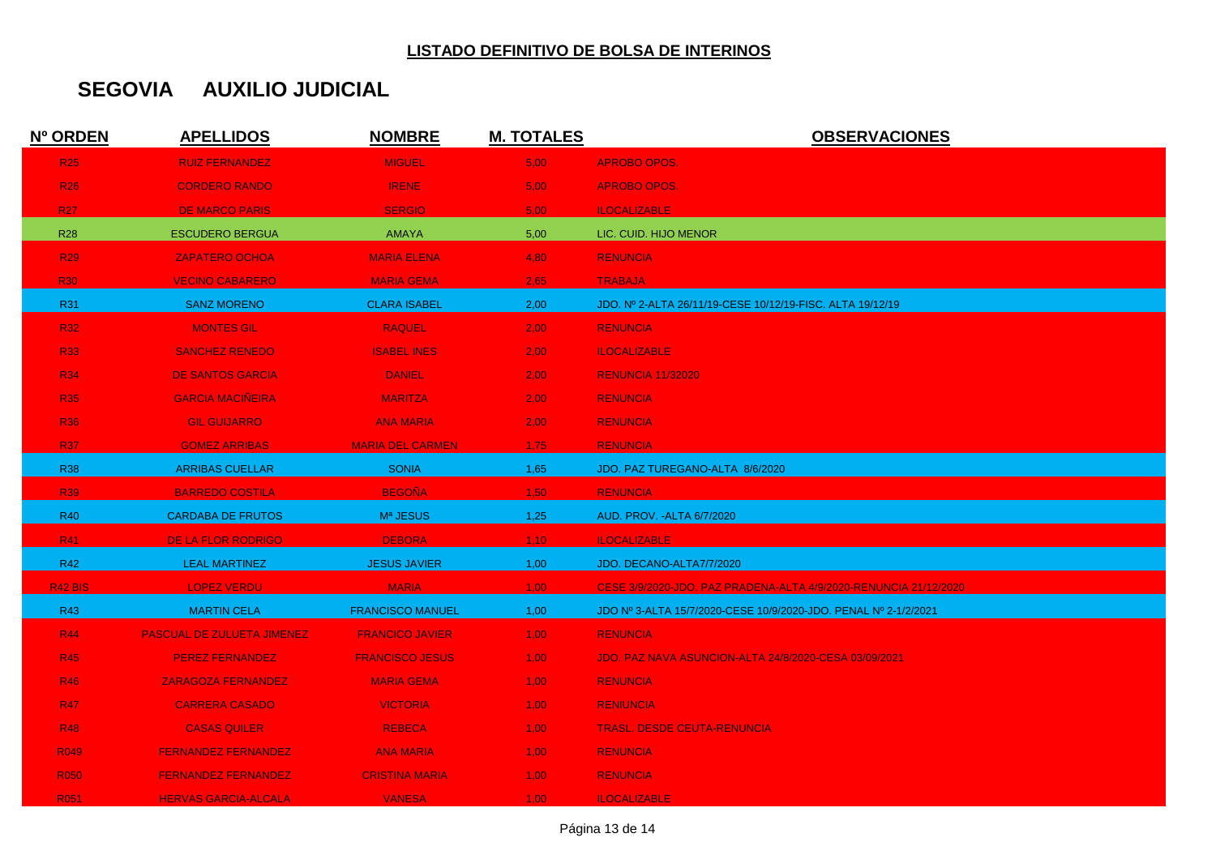## LISTADO DEFINITIVO DE BOLSA DE INTERINOS

# SEGOVIA AUXILIO JUDICIAL

| Nº ORDEN | APELLIDOS | NOMBRE | M. TOTALES | OBSERVACIONES |
|---|---|---|---|---|
| R25 | RUIZ FERNANDEZ | MIGUEL | 5,00 | APROBO OPOS. |
| R26 | CORDERO RANDO | IRENE | 5,00 | APROBO OPOS. |
| R27 | DE MARCO PARIS | SERGIO | 5,00 | ILOCALIZABLE |
| R28 | ESCUDERO BERGUA | AMAYA | 5,00 | LIC. CUID. HIJO MENOR |
| R29 | ZAPATERO OCHOA | MARIA ELENA | 4,80 | RENUNCIA |
| R30 | VECINO CABARERO | MARIA GEMA | 2,65 | TRABAJA |
| R31 | SANZ MORENO | CLARA ISABEL | 2,00 | JDO. Nº 2-ALTA 26/11/19-CESE 10/12/19-FISC. ALTA 19/12/19 |
| R32 | MONTES GIL | RAQUEL | 2,00 | RENUNCIA |
| R33 | SANCHEZ RENEDO | ISABEL INES | 2,00 | ILOCALIZABLE |
| R34 | DE SANTOS GARCIA | DANIEL | 2,00 | RENUNCIA 11/32020 |
| R35 | GARCIA MACIÑEIRA | MARITZA | 2,00 | RENUNCIA |
| R36 | GIL GUIJARRO | ANA MARIA | 2,00 | RENUNCIA |
| R37 | GOMEZ ARRIBAS | MARIA DEL CARMEN | 1,75 | RENUNCIA |
| R38 | ARRIBAS CUELLAR | SONIA | 1,65 | JDO. PAZ TUREGANO-ALTA 8/6/2020 |
| R39 | BARREDO COSTILA | BEGOÑA | 1,50 | RENUNCIA |
| R40 | CARDABA DE FRUTOS | Mª JESUS | 1,25 | AUD. PROV. -ALTA 6/7/2020 |
| R41 | DE LA FLOR RODRIGO | DEBORA | 1,10 | ILOCALIZABLE |
| R42 | LEAL MARTINEZ | JESUS JAVIER | 1,00 | JDO. DECANO-ALTA7/7/2020 |
| R42 BIS | LOPEZ VERDU | MARIA | 1,00 | CESE 3/9/2020-JDO. PAZ PRADENA-ALTA 4/9/2020-RENUNCIA 21/12/2020 |
| R43 | MARTIN CELA | FRANCISCO MANUEL | 1,00 | JDO Nº 3-ALTA 15/7/2020-CESE 10/9/2020-JDO. PENAL Nº 2-1/2/2021 |
| R44 | PASCUAL DE ZULUETA JIMENEZ | FRANCICO JAVIER | 1,00 | RENUNCIA |
| R45 | PEREZ FERNANDEZ | FRANCISCO JESUS | 1,00 | JDO. PAZ NAVA ASUNCION-ALTA 24/8/2020-CESA 03/09/2021 |
| R46 | ZARAGOZA FERNANDEZ | MARIA GEMA | 1,00 | RENUNCIA |
| R47 | CARRERA CASADO | VICTORIA | 1,00 | RENIUNCIA |
| R48 | CASAS QUILER | REBECA | 1,00 | TRASL. DESDE CEUTA-RENUNCIA |
| R049 | FERNANDEZ FERNANDEZ | ANA MARIA | 1,00 | RENUNCIA |
| R050 | FERNANDEZ FERNANDEZ | CRISTINA MARIA | 1,00 | RENUNCIA |
| R051 | HERVAS GARCIA-ALCALA | VANESA | 1,00 | ILOCALIZABLE |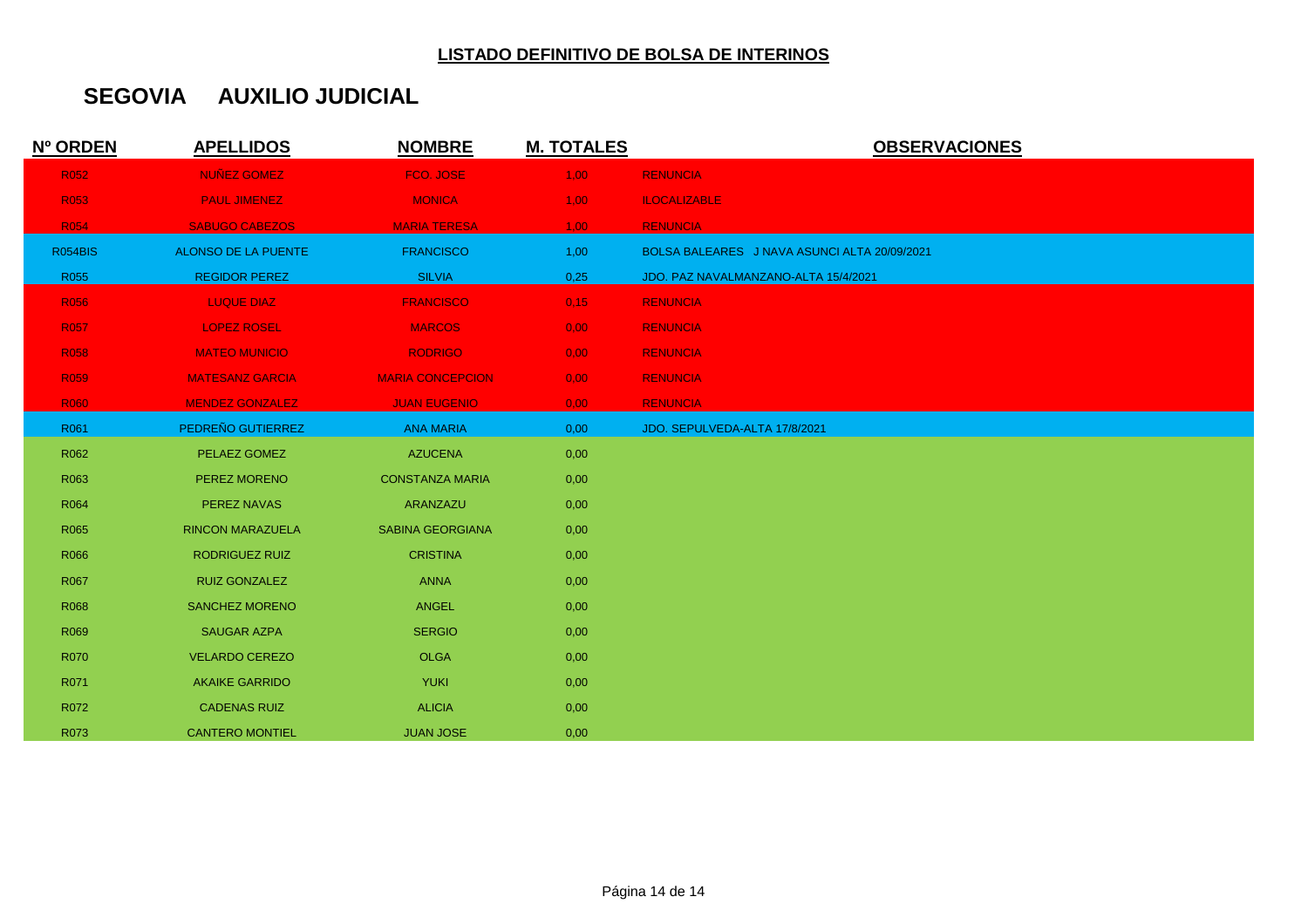## LISTADO DEFINITIVO DE BOLSA DE INTERINOS

# SEGOVIA AUXILIO JUDICIAL

| Nº ORDEN | APELLIDOS | NOMBRE | M. TOTALES | OBSERVACIONES |
|---|---|---|---|---|
| R052 | NUÑEZ GOMEZ | FCO. JOSE | 1,00 | RENUNCIA |
| R053 | PAUL JIMENEZ | MONICA | 1,00 | ILOCALIZABLE |
| R054 | SABUGO CABEZOS | MARIA TERESA | 1,00 | RENUNCIA |
| R054BIS | ALONSO DE LA PUENTE | FRANCISCO | 1,00 | BOLSA BALEARES J NAVA ASUNCI ALTA 20/09/2021 |
| R055 | REGIDOR PEREZ | SILVIA | 0,25 | JDO. PAZ NAVALMANZANO-ALTA 15/4/2021 |
| R056 | LUQUE DIAZ | FRANCISCO | 0,15 | RENUNCIA |
| R057 | LOPEZ ROSEL | MARCOS | 0,00 | RENUNCIA |
| R058 | MATEO MUNICIO | RODRIGO | 0,00 | RENUNCIA |
| R059 | MATESANZ GARCIA | MARIA CONCEPCION | 0,00 | RENUNCIA |
| R060 | MENDEZ GONZALEZ | JUAN EUGENIO | 0,00 | RENUNCIA |
| R061 | PEDREÑO GUTIERREZ | ANA MARIA | 0,00 | JDO. SEPULVEDA-ALTA 17/8/2021 |
| R062 | PELAEZ GOMEZ | AZUCENA | 0,00 | |
| R063 | PEREZ MORENO | CONSTANZA MARIA | 0,00 | |
| R064 | PEREZ NAVAS | ARANZAZU | 0,00 | |
| R065 | RINCON MARAZUELA | SABINA GEORGIANA | 0,00 | |
| R066 | RODRIGUEZ RUIZ | CRISTINA | 0,00 | |
| R067 | RUIZ GONZALEZ | ANNA | 0,00 | |
| R068 | SANCHEZ MORENO | ANGEL | 0,00 | |
| R069 | SAUGAR AZPA | SERGIO | 0,00 | |
| R070 | VELARDO CEREZO | OLGA | 0,00 | |
| R071 | AKAIKE GARRIDO | YUKI | 0,00 | |
| R072 | CADENAS RUIZ | ALICIA | 0,00 | |
| R073 | CANTERO MONTIEL | JUAN JOSE | 0,00 | |